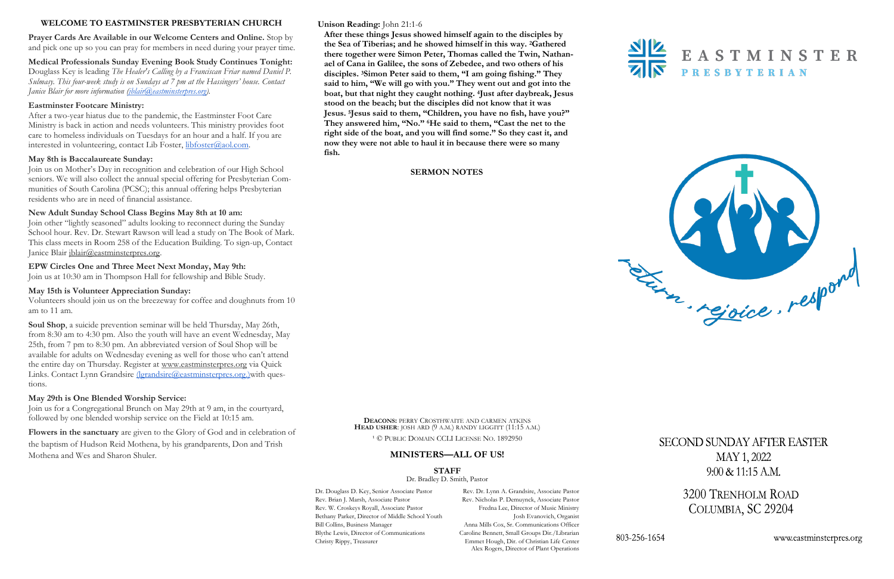## WELCOME TO EASTMINSTER PRESBYTERIAN CHURCH

**Prayer Cards Are Available in our Welcome Centers and Online.** Stop by and pick one up so you can pray for members in need during your prayer time.

**Medical Professionals Sunday Evening Book Study Continues Tonight:** Douglass Key is leading *The Healer's Calling by a Franciscan Friar named Daniel P. Sulmasy. This four-week study is on Sundays at 7 pm at the Hassingers' house. Contact Janice Blair for more information (jblair@eastminsterpres.org).*

**Eastminster Footcare Ministry:**
After a two-year hiatus due to the pandemic, the Eastminster Foot Care Ministry is back in action and needs volunteers. This ministry provides foot care to homeless individuals on Tuesdays for an hour and a half. If you are interested in volunteering, contact Lib Foster, libfoster@aol.com.

**May 8th is Baccalaureate Sunday:**
Join us on Mother's Day in recognition and celebration of our High School seniors. We will also collect the annual special offering for Presbyterian Communities of South Carolina (PCSC); this annual offering helps Presbyterian residents who are in need of financial assistance.

**New Adult Sunday School Class Begins May 8th at 10 am:**
Join other "lightly seasoned" adults looking to reconnect during the Sunday School hour. Rev. Dr. Stewart Rawson will lead a study on The Book of Mark. This class meets in Room 258 of the Education Building. To sign-up, Contact Janice Blair jblair@eastminsterpres.org.

**EPW Circles One and Three Meet Next Monday, May 9th:**
Join us at 10:30 am in Thompson Hall for fellowship and Bible Study.

**May 15th is Volunteer Appreciation Sunday:**
Volunteers should join us on the breezeway for coffee and doughnuts from 10 am to 11 am.

**Soul Shop**, a suicide prevention seminar will be held Thursday, May 26th, from 8:30 am to 4:30 pm. Also the youth will have an event Wednesday, May 25th, from 7 pm to 8:30 pm. An abbreviated version of Soul Shop will be available for adults on Wednesday evening as well for those who can't attend the entire day on Thursday. Register at www.eastminsterpres.org via Quick Links. Contact Lynn Grandsire (lgrandsire@eastminsterpres.org.)with questions.

**May 29th is One Blended Worship Service:**
Join us for a Congregational Brunch on May 29th at 9 am, in the courtyard, followed by one blended worship service on the Field at 10:15 am.

**Flowers in the sanctuary** are given to the Glory of God and in celebration of the baptism of Hudson Reid Mothena, by his grandparents, Don and Trish Mothena and Wes and Sharon Shuler.

**Unison Reading:** John 21:1-6

**After these things Jesus showed himself again to the disciples by the Sea of Tiberias; and he showed himself in this way. [2]Gathered there together were Simon Peter, Thomas called the Twin, Nathanael of Cana in Galilee, the sons of Zebedee, and two others of his disciples. [3]Simon Peter said to them, "I am going fishing." They said to him, "We will go with you." They went out and got into the boat, but that night they caught nothing. [4]Just after daybreak, Jesus stood on the beach; but the disciples did not know that it was Jesus. [5]Jesus said to them, "Children, you have no fish, have you?" They answered him, "No." [6]He said to them, "Cast the net to the right side of the boat, and you will find some." So they cast it, and now they were not able to haul it in because there were so many fish.**

**SERMON NOTES**

**DEACONS:** PERRY CROSTHWAITE AND CARMEN ATKINS
**HEAD USHER**: JOSH ARD (9 A.M.) RANDY LIGGITT (11:15 A.M.)

[1] © PUBLIC DOMAIN CCLI LICENSE NO. 1892950

### MINISTERS—ALL OF US!

**STAFF**
Dr. Bradley D. Smith, Pastor

Dr. Douglass D. Key, Senior Associate Pastor
Rev. Brian J. Marsh, Associate Pastor
Rev. W. Croskeys Royall, Associate Pastor
Bethany Parker, Director of Middle School Youth
Bill Collins, Business Manager
Blythe Lewis, Director of Communications
Christy Rippy, Treasurer

Rev. Dr. Lynn A. Grandsire, Associate Pastor
Rev. Nicholas P. Demuynck, Associate Pastor
Fredna Lee, Director of Music Ministry
Josh Evanovich, Organist
Anna Mills Cox, Sr. Communications Officer
Caroline Bennett, Small Groups Dir./Librarian
Emmet Hough, Dir. of Christian Life Center
Alex Rogers, Director of Plant Operations

# EASTMINSTER
## PRESBYTERIAN

return · rejoice · respond

SECOND SUNDAY AFTER EASTER
MAY 1, 2022
9:00 & 11:15 A.M.

3200 TRENHOLM ROAD
COLUMBIA, SC 29204

803-256-1654 www.eastminsterpres.org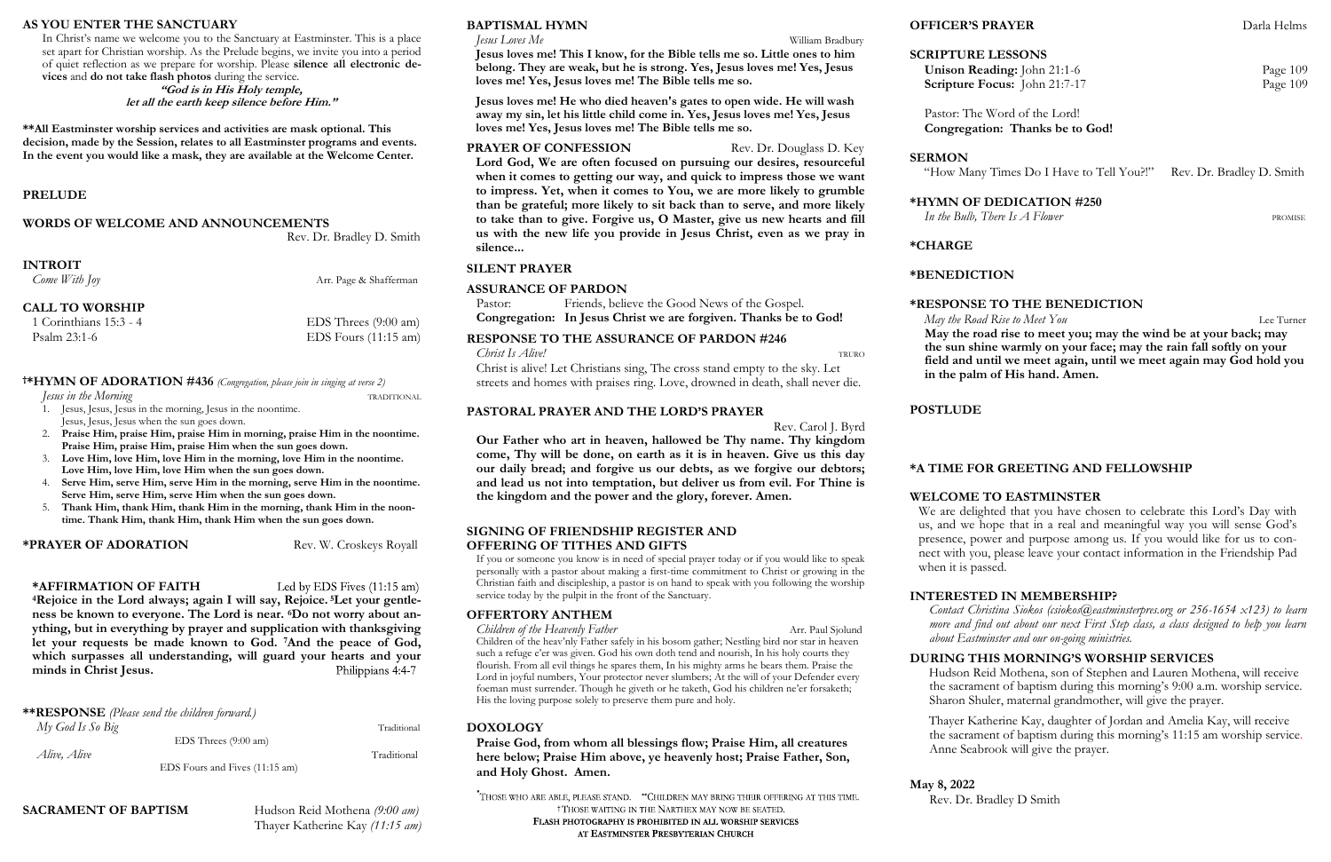## AS YOU ENTER THE SANCTUARY

In Christ's name we welcome you to the Sanctuary at Eastminster. This is a place set apart for Christian worship. As the Prelude begins, we invite you into a period of quiet reflection as we prepare for worship. Please **silence all electronic devices** and **do not take flash photos** during the service.

***"God is in His Holy temple, let all the earth keep silence before Him."***

****All Eastminster worship services and activities are mask optional. This decision, made by the Session, relates to all Eastminster programs and events. In the event you would like a mask, they are available at the Welcome Center.**

## PRELUDE

## WORDS OF WELCOME AND ANNOUNCEMENTS

Rev. Dr. Bradley D. Smith

## INTROIT

*Come With Joy* — Arr. Page & Shafferman

## CALL TO WORSHIP

1 Corinthians 15:3 - 4 — EDS Threes (9:00 am)
Psalm 23:1-6 — EDS Fours (11:15 am)

## †*HYMN OF ADORATION #436 *(Congregation, please join in singing at verse 2)*

*Jesus in the Morning* — TRADITIONAL

1. Jesus, Jesus, Jesus in the morning, Jesus in the noontime. Jesus, Jesus, Jesus when the sun goes down.
2. **Praise Him, praise Him, praise Him in morning, praise Him in the noontime. Praise Him, praise Him, praise Him when the sun goes down.**
3. **Love Him, love Him, love Him in the morning, love Him in the noontime. Love Him, love Him, love Him when the sun goes down.**
4. **Serve Him, serve Him, serve Him in the morning, serve Him in the noontime. Serve Him, serve Him, serve Him when the sun goes down.**
5. **Thank Him, thank Him, thank Him in the morning, thank Him in the noontime. Thank Him, thank Him, thank Him when the sun goes down.**

## *PRAYER OF ADORATION

Rev. W. Croskeys Royall

## *AFFIRMATION OF FAITH

Led by EDS Fives (11:15 am)

**4Rejoice in the Lord always; again I will say, Rejoice. 5Let your gentleness be known to everyone. The Lord is near. 6Do not worry about anything, but in everything by prayer and supplication with thanksgiving let your requests be made known to God. 7And the peace of God, which surpasses all understanding, will guard your hearts and your minds in Christ Jesus.** — Philippians 4:4-7

## **RESPONSE *(Please send the children forward.)*

*My God Is So Big* — Traditional
EDS Threes (9:00 am)
*Alive, Alive* — Traditional
EDS Fours and Fives (11:15 am)

## SACRAMENT OF BAPTISM

Hudson Reid Mothena *(9:00 am)*
Thayer Katherine Kay *(11:15 am)*

## BAPTISMAL HYMN

*Jesus Loves Me* — William Bradbury

**Jesus loves me! This I know, for the Bible tells me so. Little ones to him belong. They are weak, but he is strong. Yes, Jesus loves me! Yes, Jesus loves me! Yes, Jesus loves me! The Bible tells me so.**

**Jesus loves me! He who died heaven's gates to open wide. He will wash away my sin, let his little child come in. Yes, Jesus loves me! Yes, Jesus loves me! Yes, Jesus loves me! The Bible tells me so.**

## PRAYER OF CONFESSION

Rev. Dr. Douglass D. Key

**Lord God, We are often focused on pursuing our desires, resourceful when it comes to getting our way, and quick to impress those we want to impress. Yet, when it comes to You, we are more likely to grumble than be grateful; more likely to sit back than to serve, and more likely to take than to give. Forgive us, O Master, give us new hearts and fill us with the new life you provide in Jesus Christ, even as we pray in silence...**

## SILENT PRAYER

## ASSURANCE OF PARDON

Pastor: Friends, believe the Good News of the Gospel.
**Congregation: In Jesus Christ we are forgiven. Thanks be to God!**

## RESPONSE TO THE ASSURANCE OF PARDON #246

*Christ Is Alive!* — TRURO

Christ is alive! Let Christians sing, The cross stand empty to the sky. Let streets and homes with praises ring. Love, drowned in death, shall never die.

## PASTORAL PRAYER AND THE LORD'S PRAYER

Rev. Carol J. Byrd

**Our Father who art in heaven, hallowed be Thy name. Thy kingdom come, Thy will be done, on earth as it is in heaven. Give us this day our daily bread; and forgive us our debts, as we forgive our debtors; and lead us not into temptation, but deliver us from evil. For Thine is the kingdom and the power and the glory, forever. Amen.**

## SIGNING OF FRIENDSHIP REGISTER AND OFFERING OF TITHES AND GIFTS

If you or someone you know is in need of special prayer today or if you would like to speak personally with a pastor about making a first-time commitment to Christ or growing in the Christian faith and discipleship, a pastor is on hand to speak with you following the worship service today by the pulpit in the front of the Sanctuary.

## OFFERTORY ANTHEM

*Children of the Heavenly Father* — Arr. Paul Sjolund

Children of the heav'nly Father safely in his bosom gather; Nestling bird nor star in heaven such a refuge e'er was given. God his own doth tend and nourish, In his holy courts they flourish. From all evil things he spares them, In his mighty arms he bears them. Praise the Lord in joyful numbers, Your protector never slumbers; At the will of your Defender every foeman must surrender. Though he giveth or he taketh, God his children ne'er forsaketh; His the loving purpose solely to preserve them pure and holy.

## DOXOLOGY

**Praise God, from whom all blessings flow; Praise Him, all creatures here below; Praise Him above, ye heavenly host; Praise Father, Son, and Holy Ghost. Amen.**

*Those who are able, please stand. **Children may bring their offering at this time.
†Those waiting in the Narthex may now be seated.
**Flash photography is prohibited in all worship services at Eastminster Presbyterian Church**

## OFFICER'S PRAYER

Darla Helms

## SCRIPTURE LESSONS

**Unison Reading:** John 21:1-6 — Page 109
**Scripture Focus:** John 21:7-17 — Page 109

Pastor: The Word of the Lord!
**Congregation: Thanks be to God!**

## SERMON

"How Many Times Do I Have to Tell You?!" — Rev. Dr. Bradley D. Smith

## *HYMN OF DEDICATION #250

*In the Bulb, There Is A Flower* — PROMISE

## *CHARGE

## *BENEDICTION

## *RESPONSE TO THE BENEDICTION

*May the Road Rise to Meet You* — Lee Turner

**May the road rise to meet you; may the wind be at your back; may the sun shine warmly on your face; may the rain fall softly on your field and until we meet again, until we meet again may God hold you in the palm of His hand. Amen.**

## POSTLUDE

## *A TIME FOR GREETING AND FELLOWSHIP

## WELCOME TO EASTMINSTER

We are delighted that you have chosen to celebrate this Lord's Day with us, and we hope that in a real and meaningful way you will sense God's presence, power and purpose among us. If you would like for us to connect with you, please leave your contact information in the Friendship Pad when it is passed.

## INTERESTED IN MEMBERSHIP?

*Contact Christina Siokos (csiokos@eastminsterpres.org or 256-1654 x123) to learn more and find out about our next First Step class, a class designed to help you learn about Eastminster and our on-going ministries.*

## DURING THIS MORNING'S WORSHIP SERVICES

Hudson Reid Mothena, son of Stephen and Lauren Mothena, will receive the sacrament of baptism during this morning's 9:00 a.m. worship service. Sharon Shuler, maternal grandmother, will give the prayer.

Thayer Katherine Kay, daughter of Jordan and Amelia Kay, will receive the sacrament of baptism during this morning's 11:15 am worship service. Anne Seabrook will give the prayer.

**May 8, 2022**
Rev. Dr. Bradley D Smith